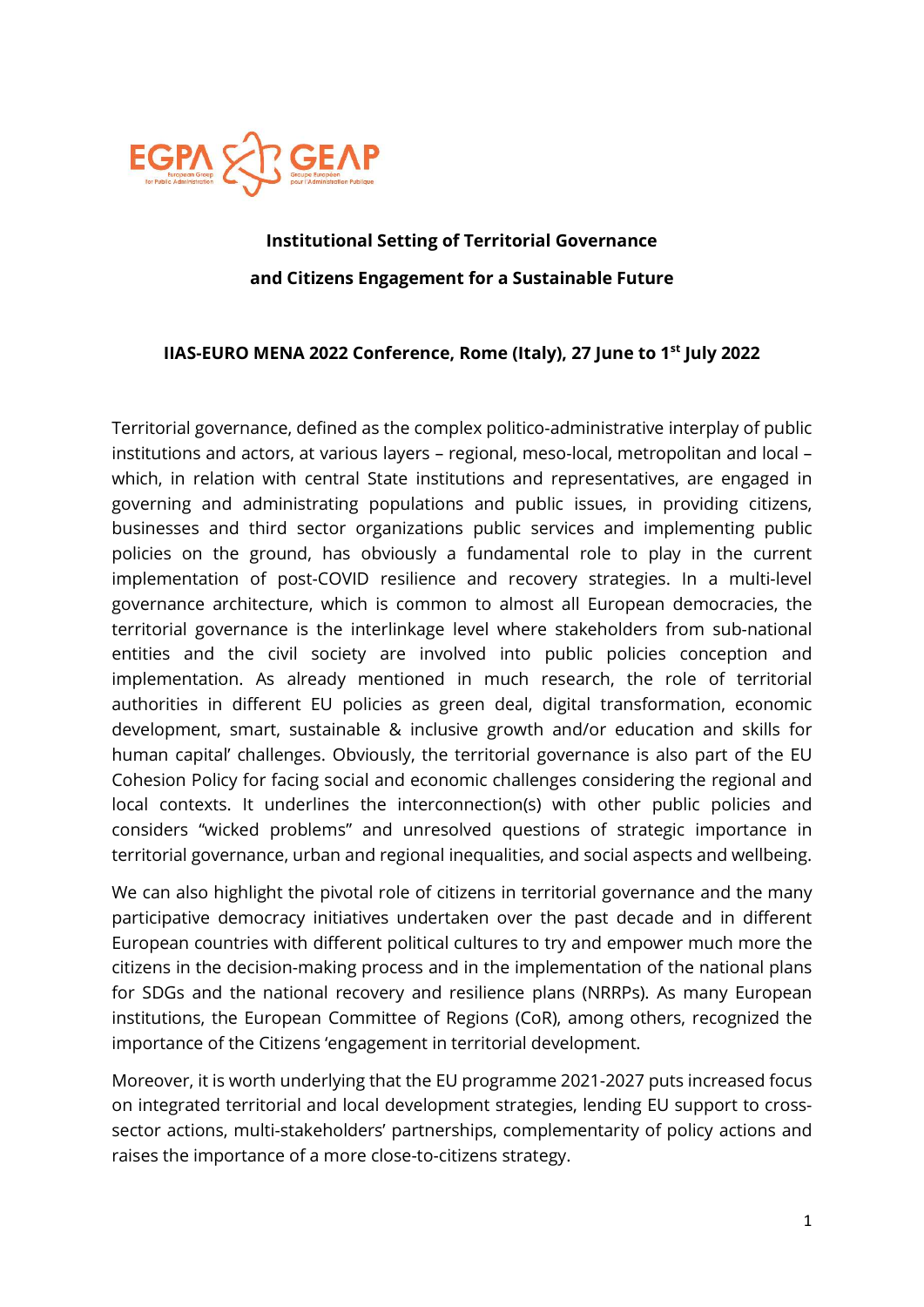EGPA GEAP

**Institutional Setting of Territorial Governance**

**and Citizens Engagement for a Sustainable Future**

**IIAS-EURO MENA 2022 Conference, Rome (Italy), 27 June to 1st July 2022**

Territorial governance, defined as the complex politico-administrative interplay of public institutions and actors, at various layers – regional, meso-local, metropolitan and local – which, in relation with central State institutions and representatives, are engaged in governing and administrating populations and public issues, in providing citizens, businesses and third sector organizations public services and implementing public policies on the ground, has obviously a fundamental role to play in the current implementation of post-COVID resilience and recovery strategies. In a multi-level governance architecture, which is common to almost all European democracies, the territorial governance is the interlinkage level where stakeholders from sub-national entities and the civil society are involved into public policies conception and implementation. As already mentioned in much research, the role of territorial authorities in different EU policies as green deal, digital transformation, economic development, smart, sustainable & inclusive growth and/or education and skills for human capital' challenges. Obviously, the territorial governance is also part of the EU Cohesion Policy for facing social and economic challenges considering the regional and local contexts. It underlines the interconnection(s) with other public policies and considers "wicked problems" and unresolved questions of strategic importance in territorial governance, urban and regional inequalities, and social aspects and wellbeing.

We can also highlight the pivotal role of citizens in territorial governance and the many participative democracy initiatives undertaken over the past decade and in different European countries with different political cultures to try and empower much more the citizens in the decision-making process and in the implementation of the national plans for SDGs and the national recovery and resilience plans (NRRPs). As many European institutions, the European Committee of Regions (CoR), among others, recognized the importance of the Citizens 'engagement in territorial development.

Moreover, it is worth underlying that the EU programme 2021-2027 puts increased focus on integrated territorial and local development strategies, lending EU support to cross-sector actions, multi-stakeholders' partnerships, complementarity of policy actions and raises the importance of a more close-to-citizens strategy.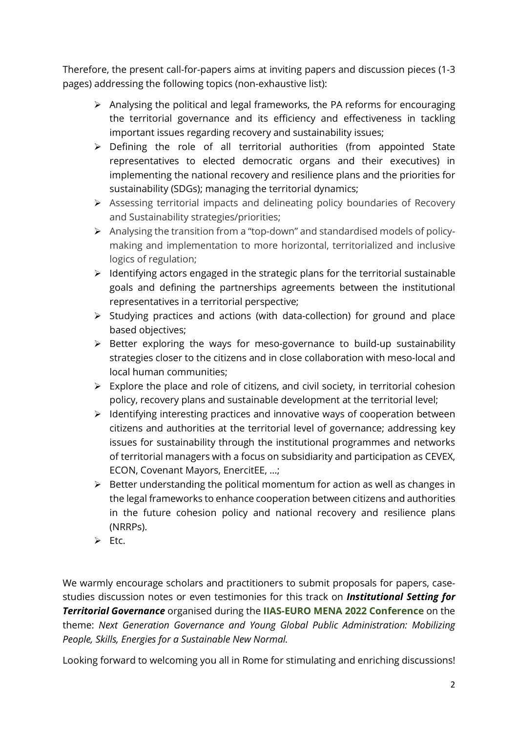Therefore, the present call-for-papers aims at inviting papers and discussion pieces (1-3 pages) addressing the following topics (non-exhaustive list):

- Analysing the political and legal frameworks, the PA reforms for encouraging the territorial governance and its efficiency and effectiveness in tackling important issues regarding recovery and sustainability issues;
- Defining the role of all territorial authorities (from appointed State representatives to elected democratic organs and their executives) in implementing the national recovery and resilience plans and the priorities for sustainability (SDGs); managing the territorial dynamics;
- Assessing territorial impacts and delineating policy boundaries of Recovery and Sustainability strategies/priorities;
- Analysing the transition from a "top-down" and standardised models of policy-making and implementation to more horizontal, territorialized and inclusive logics of regulation;
- Identifying actors engaged in the strategic plans for the territorial sustainable goals and defining the partnerships agreements between the institutional representatives in a territorial perspective;
- Studying practices and actions (with data-collection) for ground and place based objectives;
- Better exploring the ways for meso-governance to build-up sustainability strategies closer to the citizens and in close collaboration with meso-local and local human communities;
- Explore the place and role of citizens, and civil society, in territorial cohesion policy, recovery plans and sustainable development at the territorial level;
- Identifying interesting practices and innovative ways of cooperation between citizens and authorities at the territorial level of governance; addressing key issues for sustainability through the institutional programmes and networks of territorial managers with a focus on subsidiarity and participation as CEVEX, ECON, Covenant Mayors, EnercitEE, …;
- Better understanding the political momentum for action as well as changes in the legal frameworks to enhance cooperation between citizens and authorities in the future cohesion policy and national recovery and resilience plans (NRRPs).
- Etc.

We warmly encourage scholars and practitioners to submit proposals for papers, case-studies discussion notes or even testimonies for this track on ***Institutional Setting for Territorial Governance*** organised during the **IIAS-EURO MENA 2022 Conference** on the theme: *Next Generation Governance and Young Global Public Administration: Mobilizing People, Skills, Energies for a Sustainable New Normal.*

Looking forward to welcoming you all in Rome for stimulating and enriching discussions!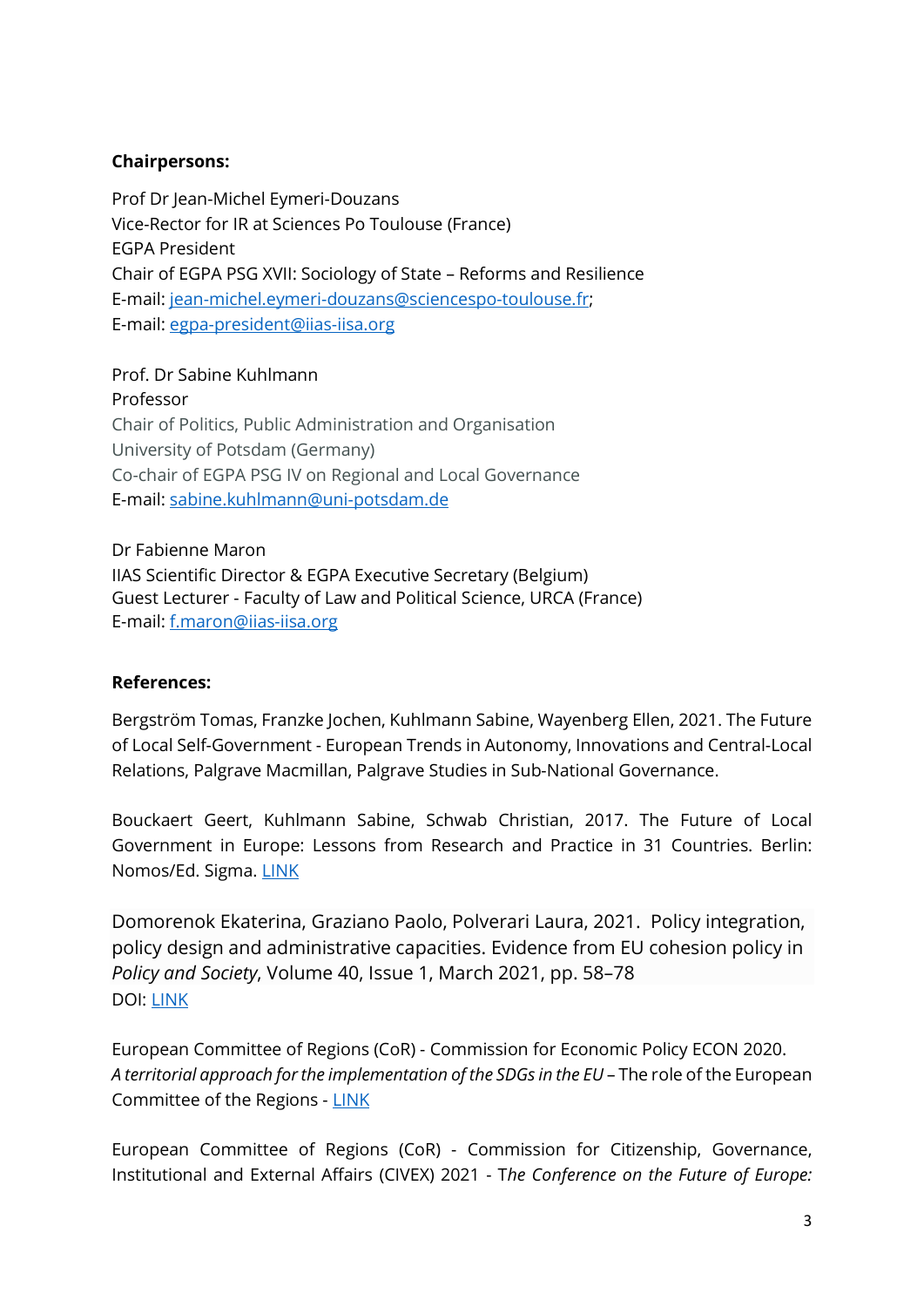**Chairpersons:**

Prof Dr Jean-Michel Eymeri-Douzans
Vice-Rector for IR at Sciences Po Toulouse (France)
EGPA President
Chair of EGPA PSG XVII: Sociology of State – Reforms and Resilience
E-mail: jean-michel.eymeri-douzans@sciencespo-toulouse.fr;
E-mail: egpa-president@iias-iisa.org

Prof. Dr Sabine Kuhlmann
Professor
Chair of Politics, Public Administration and Organisation
University of Potsdam (Germany)
Co-chair of EGPA PSG IV on Regional and Local Governance
E-mail: sabine.kuhlmann@uni-potsdam.de

Dr Fabienne Maron
IIAS Scientific Director & EGPA Executive Secretary (Belgium)
Guest Lecturer - Faculty of Law and Political Science, URCA (France)
E-mail: f.maron@iias-iisa.org

**References:**

Bergström Tomas, Franzke Jochen, Kuhlmann Sabine, Wayenberg Ellen, 2021. The Future of Local Self-Government - European Trends in Autonomy, Innovations and Central-Local Relations, Palgrave Macmillan, Palgrave Studies in Sub-National Governance.

Bouckaert Geert, Kuhlmann Sabine, Schwab Christian, 2017. The Future of Local Government in Europe: Lessons from Research and Practice in 31 Countries. Berlin: Nomos/Ed. Sigma. LINK

Domorenok Ekaterina, Graziano Paolo, Polverari Laura, 2021. Policy integration, policy design and administrative capacities. Evidence from EU cohesion policy in *Policy and Society*, Volume 40, Issue 1, March 2021, pp. 58–78
DOI: LINK

European Committee of Regions (CoR) - Commission for Economic Policy ECON 2020. *A territorial approach for the implementation of the SDGs in the EU* – The role of the European Committee of the Regions - LINK

European Committee of Regions (CoR) - Commission for Citizenship, Governance, Institutional and External Affairs (CIVEX) 2021 - T*he Conference on the Future of Europe:*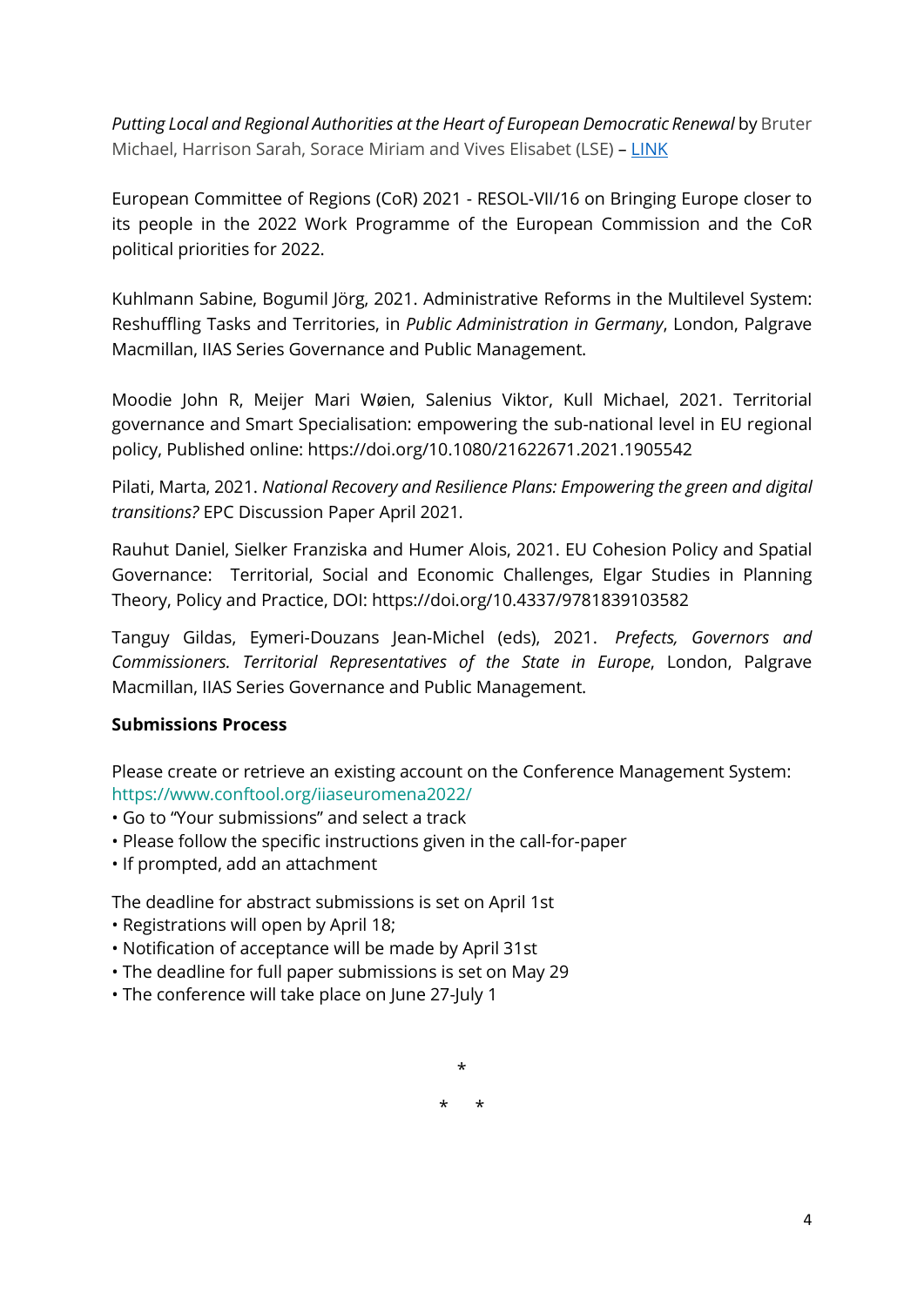*Putting Local and Regional Authorities at the Heart of European Democratic Renewal* by Bruter Michael, Harrison Sarah, Sorace Miriam and Vives Elisabet (LSE) – LINK

European Committee of Regions (CoR) 2021 - RESOL-VII/16 on Bringing Europe closer to its people in the 2022 Work Programme of the European Commission and the CoR political priorities for 2022.

Kuhlmann Sabine, Bogumil Jörg, 2021. Administrative Reforms in the Multilevel System: Reshuffling Tasks and Territories, in *Public Administration in Germany*, London, Palgrave Macmillan, IIAS Series Governance and Public Management.

Moodie John R, Meijer Mari Wøien, Salenius Viktor, Kull Michael, 2021. Territorial governance and Smart Specialisation: empowering the sub-national level in EU regional policy, Published online: https://doi.org/10.1080/21622671.2021.1905542

Pilati, Marta, 2021. *National Recovery and Resilience Plans: Empowering the green and digital transitions?* EPC Discussion Paper April 2021.

Rauhut Daniel, Sielker Franziska and Humer Alois, 2021. EU Cohesion Policy and Spatial Governance: Territorial, Social and Economic Challenges, Elgar Studies in Planning Theory, Policy and Practice, DOI: https://doi.org/10.4337/9781839103582

Tanguy Gildas, Eymeri-Douzans Jean-Michel (eds), 2021. *Prefects, Governors and Commissioners. Territorial Representatives of the State in Europe*, London, Palgrave Macmillan, IIAS Series Governance and Public Management.

**Submissions Process**

Please create or retrieve an existing account on the Conference Management System: https://www.conftool.org/iiaseuromena2022/

- Go to "Your submissions" and select a track
- Please follow the specific instructions given in the call-for-paper
- If prompted, add an attachment

The deadline for abstract submissions is set on April 1st

- Registrations will open by April 18;
- Notification of acceptance will be made by April 31st
- The deadline for full paper submissions is set on May 29
- The conference will take place on June 27-July 1

*

\*   *